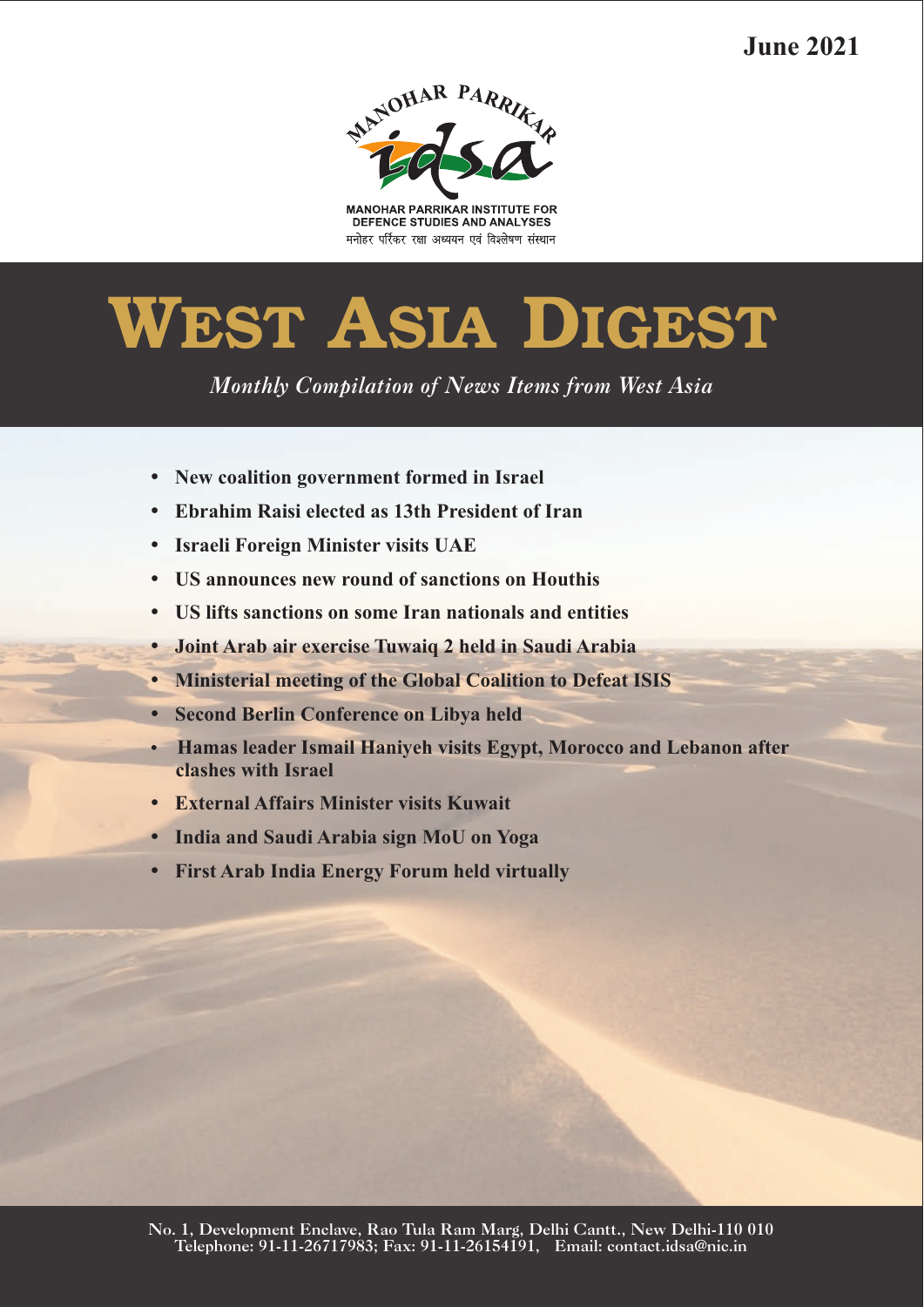June 2021

MANOHAR PARRIKAR

idsa

MANOHAR PARRIKAR INSTITUTE FOR DEFENCE STUDIES AND ANALYSES

मनोहर पर्रिकर रक्षा अध्ययन एवं विश्लेषण संस्थान

# WEST ASIA DIGEST

*Monthly Compilation of News Items from West Asia*

- **New coalition government formed in Israel**
- **Ebrahim Raisi elected as 13th President of Iran**
- **Israeli Foreign Minister visits UAE**
- **US announces new round of sanctions on Houthis**
- **US lifts sanctions on some Iran nationals and entities**
- **Joint Arab air exercise Tuwaiq 2 held in Saudi Arabia**
- **Ministerial meeting of the Global Coalition to Defeat ISIS**
- **Second Berlin Conference on Libya held**
- **Hamas leader Ismail Haniyeh visits Egypt, Morocco and Lebanon after clashes with Israel**
- **External Affairs Minister visits Kuwait**
- **India and Saudi Arabia sign MoU on Yoga**
- **First Arab India Energy Forum held virtually**

No. 1, Development Enclave, Rao Tula Ram Marg, Delhi Cantt., New Delhi-110 010
Telephone: 91-11-26717983; Fax: 91-11-26154191, Email: contact.idsa@nic.in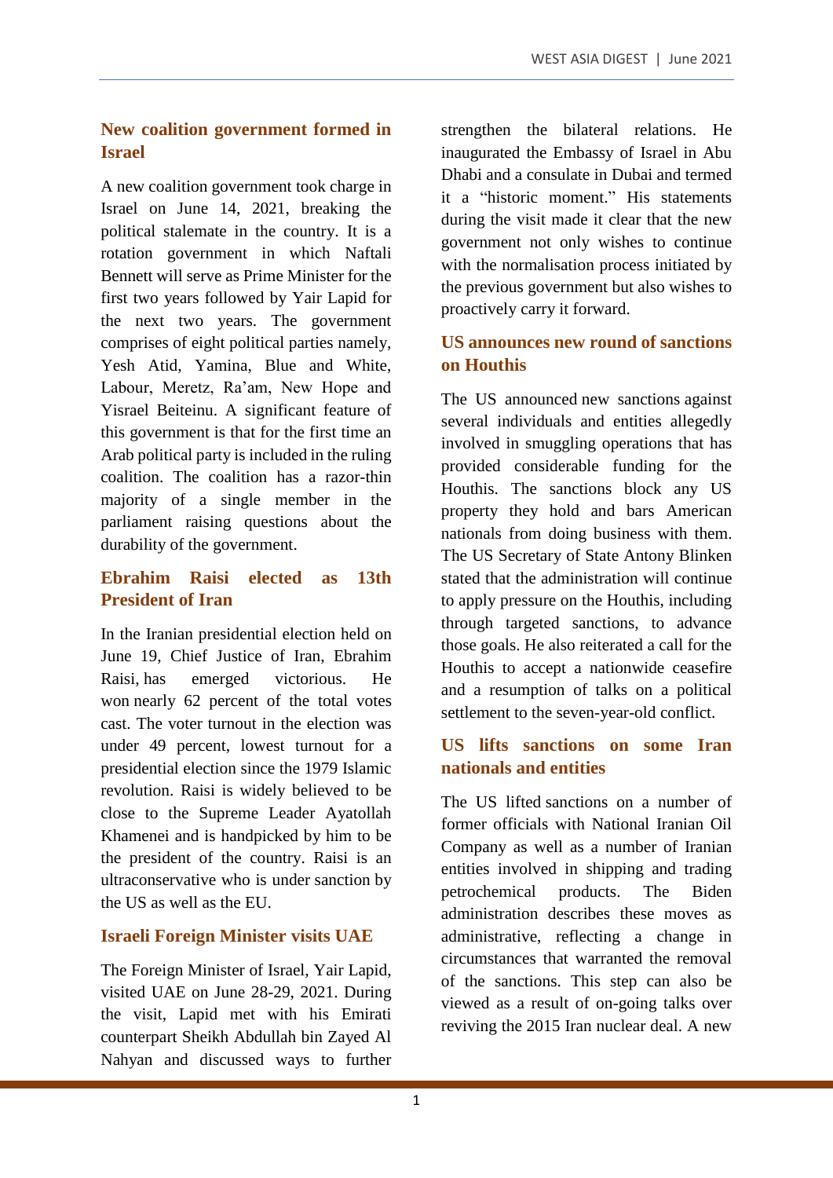## New coalition government formed in Israel

A new coalition government took charge in Israel on June 14, 2021, breaking the political stalemate in the country. It is a rotation government in which Naftali Bennett will serve as Prime Minister for the first two years followed by Yair Lapid for the next two years. The government comprises of eight political parties namely, Yesh Atid, Yamina, Blue and White, Labour, Meretz, Ra'am, New Hope and Yisrael Beiteinu. A significant feature of this government is that for the first time an Arab political party is included in the ruling coalition. The coalition has a razor-thin majority of a single member in the parliament raising questions about the durability of the government.

## Ebrahim Raisi elected as 13th President of Iran

In the Iranian presidential election held on June 19, Chief Justice of Iran, Ebrahim Raisi, has emerged victorious. He won nearly 62 percent of the total votes cast. The voter turnout in the election was under 49 percent, lowest turnout for a presidential election since the 1979 Islamic revolution. Raisi is widely believed to be close to the Supreme Leader Ayatollah Khamenei and is handpicked by him to be the president of the country. Raisi is an ultraconservative who is under sanction by the US as well as the EU.

## Israeli Foreign Minister visits UAE

The Foreign Minister of Israel, Yair Lapid, visited UAE on June 28-29, 2021. During the visit, Lapid met with his Emirati counterpart Sheikh Abdullah bin Zayed Al Nahyan and discussed ways to further strengthen the bilateral relations. He inaugurated the Embassy of Israel in Abu Dhabi and a consulate in Dubai and termed it a "historic moment." His statements during the visit made it clear that the new government not only wishes to continue with the normalisation process initiated by the previous government but also wishes to proactively carry it forward.

## US announces new round of sanctions on Houthis

The US announced new sanctions against several individuals and entities allegedly involved in smuggling operations that has provided considerable funding for the Houthis. The sanctions block any US property they hold and bars American nationals from doing business with them. The US Secretary of State Antony Blinken stated that the administration will continue to apply pressure on the Houthis, including through targeted sanctions, to advance those goals. He also reiterated a call for the Houthis to accept a nationwide ceasefire and a resumption of talks on a political settlement to the seven-year-old conflict.

## US lifts sanctions on some Iran nationals and entities

The US lifted sanctions on a number of former officials with National Iranian Oil Company as well as a number of Iranian entities involved in shipping and trading petrochemical products. The Biden administration describes these moves as administrative, reflecting a change in circumstances that warranted the removal of the sanctions. This step can also be viewed as a result of on-going talks over reviving the 2015 Iran nuclear deal. A new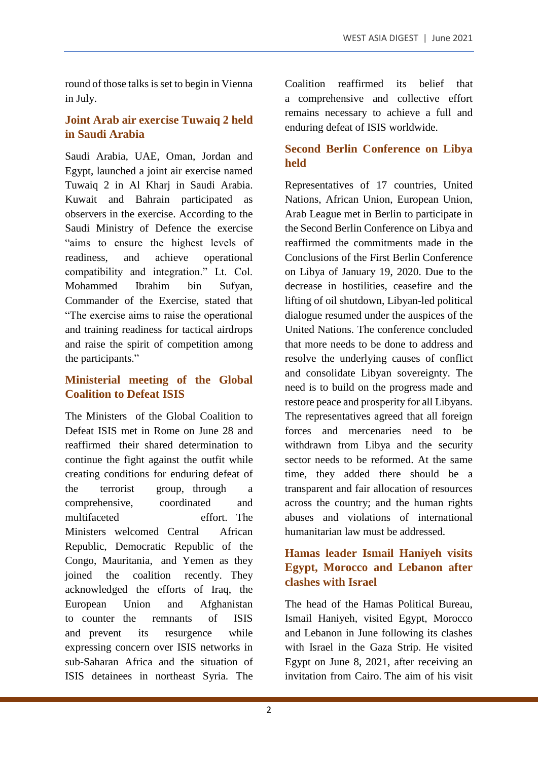round of those talks is set to begin in Vienna in July.

### Joint Arab air exercise Tuwaiq 2 held in Saudi Arabia

Saudi Arabia, UAE, Oman, Jordan and Egypt, launched a joint air exercise named Tuwaiq 2 in Al Kharj in Saudi Arabia. Kuwait and Bahrain participated as observers in the exercise. According to the Saudi Ministry of Defence the exercise "aims to ensure the highest levels of readiness, and achieve operational compatibility and integration." Lt. Col. Mohammed Ibrahim bin Sufyan, Commander of the Exercise, stated that "The exercise aims to raise the operational and training readiness for tactical airdrops and raise the spirit of competition among the participants."

### Ministerial meeting of the Global Coalition to Defeat ISIS

The Ministers of the Global Coalition to Defeat ISIS met in Rome on June 28 and reaffirmed their shared determination to continue the fight against the outfit while creating conditions for enduring defeat of the terrorist group, through a comprehensive, coordinated and multifaceted effort. The Ministers welcomed Central African Republic, Democratic Republic of the Congo, Mauritania, and Yemen as they joined the coalition recently. They acknowledged the efforts of Iraq, the European Union and Afghanistan to counter the remnants of ISIS and prevent its resurgence while expressing concern over ISIS networks in sub-Saharan Africa and the situation of ISIS detainees in northeast Syria. The Coalition reaffirmed its belief that a comprehensive and collective effort remains necessary to achieve a full and enduring defeat of ISIS worldwide.

### Second Berlin Conference on Libya held

Representatives of 17 countries, United Nations, African Union, European Union, Arab League met in Berlin to participate in the Second Berlin Conference on Libya and reaffirmed the commitments made in the Conclusions of the First Berlin Conference on Libya of January 19, 2020. Due to the decrease in hostilities, ceasefire and the lifting of oil shutdown, Libyan-led political dialogue resumed under the auspices of the United Nations. The conference concluded that more needs to be done to address and resolve the underlying causes of conflict and consolidate Libyan sovereignty. The need is to build on the progress made and restore peace and prosperity for all Libyans. The representatives agreed that all foreign forces and mercenaries need to be withdrawn from Libya and the security sector needs to be reformed. At the same time, they added there should be a transparent and fair allocation of resources across the country; and the human rights abuses and violations of international humanitarian law must be addressed.

### Hamas leader Ismail Haniyeh visits Egypt, Morocco and Lebanon after clashes with Israel

The head of the Hamas Political Bureau, Ismail Haniyeh, visited Egypt, Morocco and Lebanon in June following its clashes with Israel in the Gaza Strip. He visited Egypt on June 8, 2021, after receiving an invitation from Cairo. The aim of his visit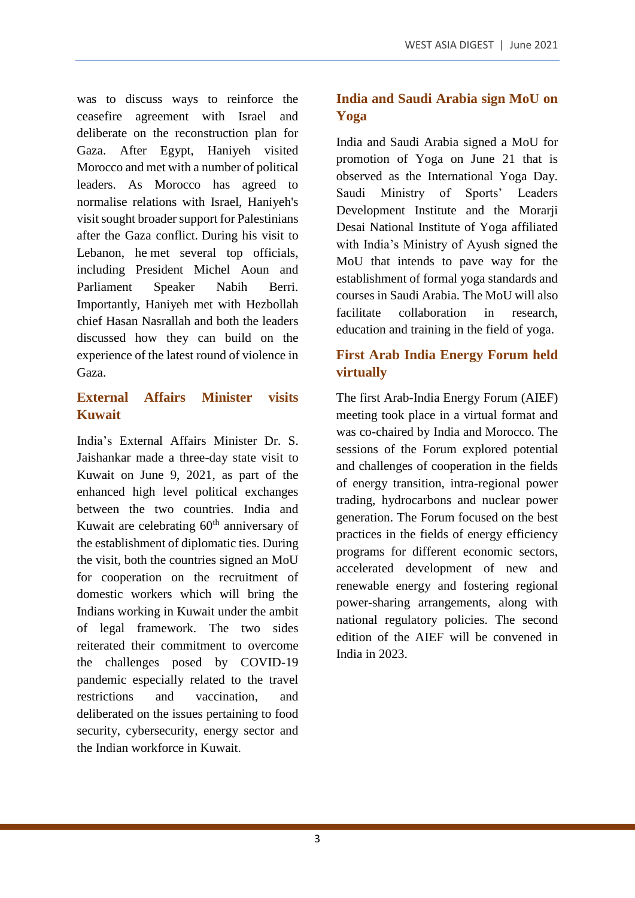was to discuss ways to reinforce the ceasefire agreement with Israel and deliberate on the reconstruction plan for Gaza. After Egypt, Haniyeh visited Morocco and met with a number of political leaders. As Morocco has agreed to normalise relations with Israel, Haniyeh's visit sought broader support for Palestinians after the Gaza conflict. During his visit to Lebanon, he met several top officials, including President Michel Aoun and Parliament Speaker Nabih Berri. Importantly, Haniyeh met with Hezbollah chief Hasan Nasrallah and both the leaders discussed how they can build on the experience of the latest round of violence in Gaza.

## External Affairs Minister visits Kuwait

India's External Affairs Minister Dr. S. Jaishankar made a three-day state visit to Kuwait on June 9, 2021, as part of the enhanced high level political exchanges between the two countries. India and Kuwait are celebrating 60th anniversary of the establishment of diplomatic ties. During the visit, both the countries signed an MoU for cooperation on the recruitment of domestic workers which will bring the Indians working in Kuwait under the ambit of legal framework. The two sides reiterated their commitment to overcome the challenges posed by COVID-19 pandemic especially related to the travel restrictions and vaccination, and deliberated on the issues pertaining to food security, cybersecurity, energy sector and the Indian workforce in Kuwait.

## India and Saudi Arabia sign MoU on Yoga

India and Saudi Arabia signed a MoU for promotion of Yoga on June 21 that is observed as the International Yoga Day. Saudi Ministry of Sports' Leaders Development Institute and the Morarji Desai National Institute of Yoga affiliated with India's Ministry of Ayush signed the MoU that intends to pave way for the establishment of formal yoga standards and courses in Saudi Arabia. The MoU will also facilitate collaboration in research, education and training in the field of yoga.

## First Arab India Energy Forum held virtually

The first Arab-India Energy Forum (AIEF) meeting took place in a virtual format and was co-chaired by India and Morocco. The sessions of the Forum explored potential and challenges of cooperation in the fields of energy transition, intra-regional power trading, hydrocarbons and nuclear power generation. The Forum focused on the best practices in the fields of energy efficiency programs for different economic sectors, accelerated development of new and renewable energy and fostering regional power-sharing arrangements, along with national regulatory policies. The second edition of the AIEF will be convened in India in 2023.